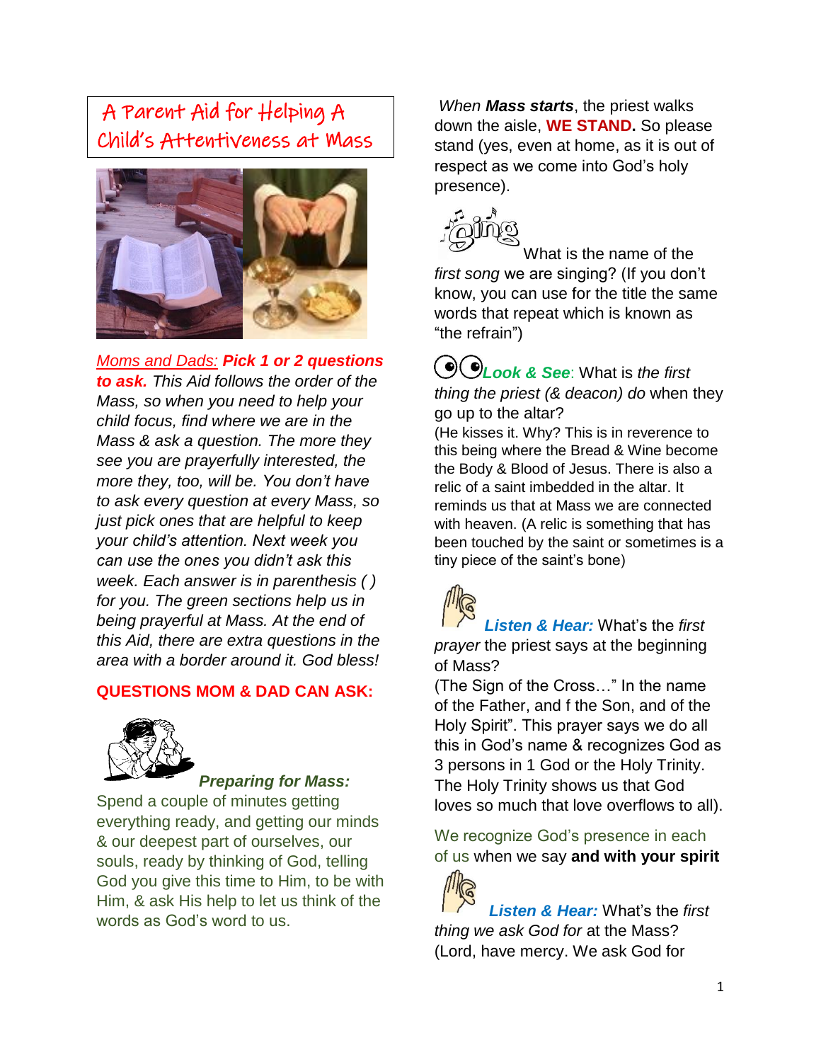# A Parent Aid for Helping A Child's Attentiveness at Mass

*Moms and Dads:* ***Pick 1 or 2 questions to ask.*** *This Aid follows the order of the Mass, so when you need to help your child focus, find where we are in the Mass & ask a question. The more they see you are prayerfully interested, the more they, too, will be. You don't have to ask every question at every Mass, so just pick ones that are helpful to keep your child's attention. Next week you can use the ones you didn't ask this week. Each answer is in parenthesis ( ) for you. The green sections help us in being prayerful at Mass. At the end of this Aid, there are extra questions in the area with a border around it. God bless!*

**QUESTIONS MOM & DAD CAN ASK:**

***Preparing for Mass:*** Spend a couple of minutes getting everything ready, and getting our minds & our deepest part of ourselves, our souls, ready by thinking of God, telling God you give this time to Him, to be with Him, & ask His help to let us think of the words as God's word to us.

*When* ***Mass starts***, the priest walks down the aisle, **WE STAND.** So please stand (yes, even at home, as it is out of respect as we come into God's holy presence).

Sing What is the name of the *first song* we are singing? (If you don't know, you can use for the title the same words that repeat which is known as "the refrain")

***Look & See***: What is *the first thing the priest (& deacon) do* when they go up to the altar?
(He kisses it. Why? This is in reverence to this being where the Bread & Wine become the Body & Blood of Jesus. There is also a relic of a saint imbedded in the altar. It reminds us that at Mass we are connected with heaven. (A relic is something that has been touched by the saint or sometimes is a tiny piece of the saint's bone)

***Listen & Hear:*** What's the *first prayer* the priest says at the beginning of Mass?
(The Sign of the Cross…" In the name of the Father, and f the Son, and of the Holy Spirit". This prayer says we do all this in God's name & recognizes God as 3 persons in 1 God or the Holy Trinity. The Holy Trinity shows us that God loves so much that love overflows to all).

We recognize God's presence in each of us when we say **and with your spirit**

***Listen & Hear:*** What's the *first thing we ask God for* at the Mass?
(Lord, have mercy. We ask God for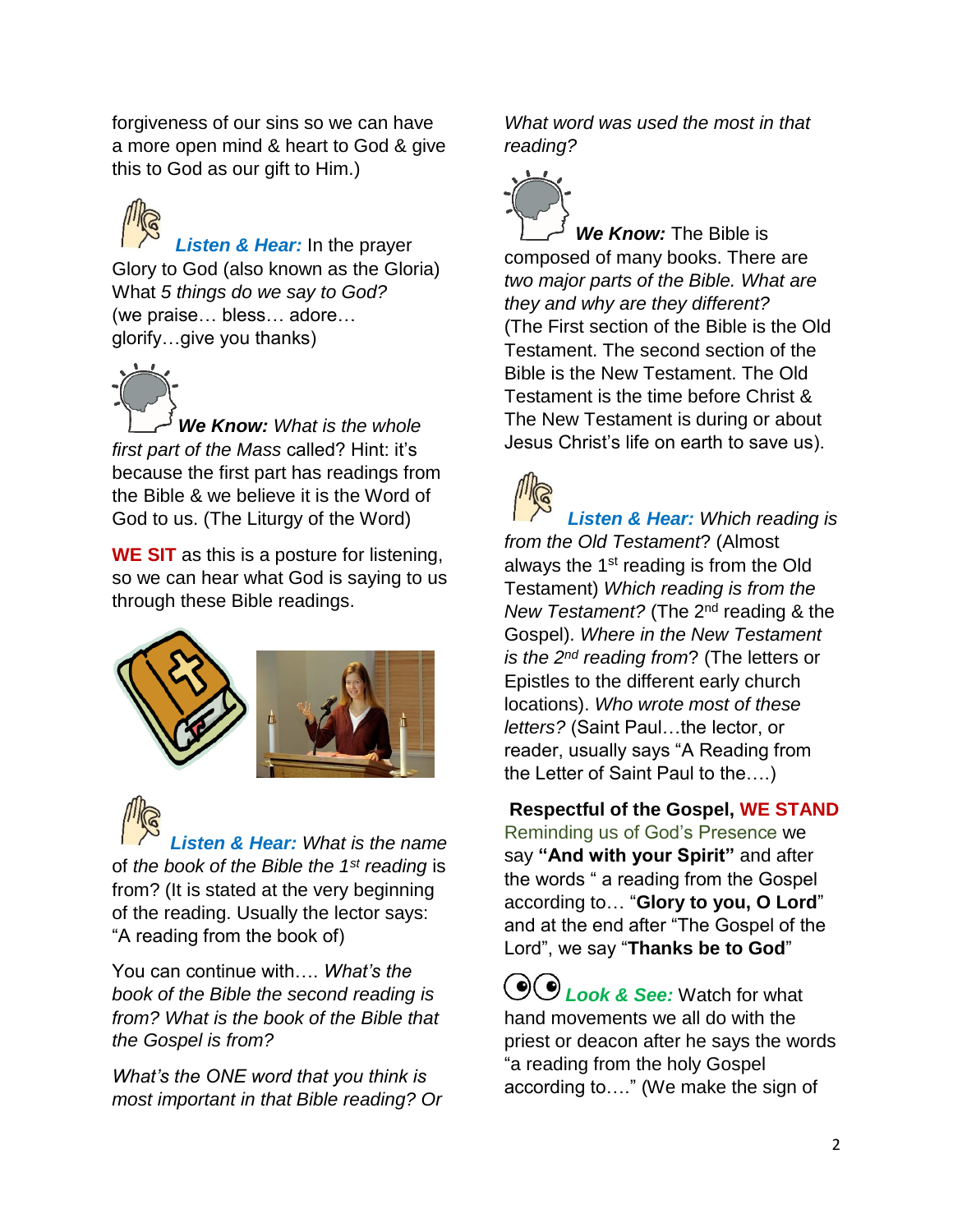forgiveness of our sins so we can have a more open mind & heart to God & give this to God as our gift to Him.)

***Listen & Hear:*** In the prayer Glory to God (also known as the Gloria) What *5 things do we say to God?* (we praise… bless… adore… glorify…give you thanks)

***We Know:*** *What is the whole first part of the Mass* called? Hint: it's because the first part has readings from the Bible & we believe it is the Word of God to us. (The Liturgy of the Word)

**WE SIT** as this is a posture for listening, so we can hear what God is saying to us through these Bible readings.

***Listen & Hear:*** *What is the name* of *the book of the Bible the 1st reading* is from? (It is stated at the very beginning of the reading. Usually the lector says: "A reading from the book of)

You can continue with…. *What's the book of the Bible the second reading is from? What is the book of the Bible that the Gospel is from?*

*What's the ONE word that you think is most important in that Bible reading? Or What word was used the most in that reading?*

***We Know:*** The Bible is composed of many books. There are *two major parts of the Bible. What are they and why are they different?* (The First section of the Bible is the Old Testament. The second section of the Bible is the New Testament. The Old Testament is the time before Christ & The New Testament is during or about Jesus Christ's life on earth to save us).

***Listen & Hear:*** *Which reading is from the Old Testament*? (Almost always the 1st reading is from the Old Testament) *Which reading is from the New Testament?* (The 2nd reading & the Gospel). *Where in the New Testament is the 2nd reading from*? (The letters or Epistles to the different early church locations). *Who wrote most of these letters?* (Saint Paul…the lector, or reader, usually says "A Reading from the Letter of Saint Paul to the….)

**Respectful of the Gospel, WE STAND**

Reminding us of God's Presence we say **"And with your Spirit"** and after the words " a reading from the Gospel according to… "**Glory to you, O Lord**" and at the end after "The Gospel of the Lord", we say "**Thanks be to God**"

***Look & See:*** Watch for what hand movements we all do with the priest or deacon after he says the words "a reading from the holy Gospel according to…." (We make the sign of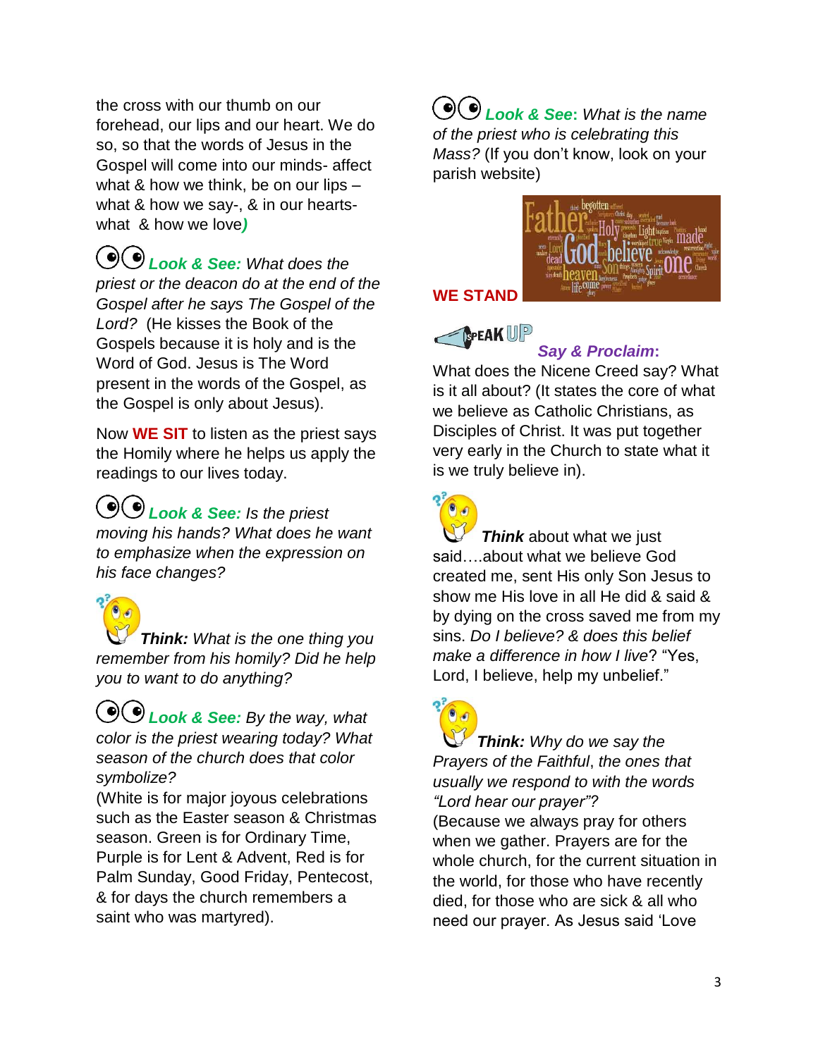the cross with our thumb on our forehead, our lips and our heart. We do so, so that the words of Jesus in the Gospel will come into our minds- affect what & how we think, be on our lips – what & how we say-, & in our hearts- what & how we love**)**

**Look & See:** *What does the priest or the deacon do at the end of the Gospel after he says The Gospel of the Lord?* (He kisses the Book of the Gospels because it is holy and is the Word of God. Jesus is The Word present in the words of the Gospel, as the Gospel is only about Jesus).

Now **WE SIT** to listen as the priest says the Homily where he helps us apply the readings to our lives today.

**Look & See:** *Is the priest moving his hands? What does he want to emphasize when the expression on his face changes?*

***Think:*** *What is the one thing you remember from his homily? Did he help you to want to do anything?*

**Look & See:** *By the way, what color is the priest wearing today? What season of the church does that color symbolize?*
(White is for major joyous celebrations such as the Easter season & Christmas season. Green is for Ordinary Time, Purple is for Lent & Advent, Red is for Palm Sunday, Good Friday, Pentecost, & for days the church remembers a saint who was martyred).

**Look & See:** *What is the name of the priest who is celebrating this Mass?* (If you don't know, look on your parish website)

**WE STAND**

SPEAK UP

***Say & Proclaim*:**
What does the Nicene Creed say? What is it all about? (It states the core of what we believe as Catholic Christians, as Disciples of Christ. It was put together very early in the Church to state what it is we truly believe in).

***Think*** about what we just said….about what we believe God created me, sent His only Son Jesus to show me His love in all He did & said & by dying on the cross saved me from my sins. *Do I believe? & does this belief make a difference in how I live*? "Yes, Lord, I believe, help my unbelief."

***Think:*** *Why do we say the Prayers of the Faithful, the ones that usually we respond to with the words "Lord hear our prayer"?*
(Because we always pray for others when we gather. Prayers are for the whole church, for the current situation in the world, for those who have recently died, for those who are sick & all who need our prayer. As Jesus said 'Love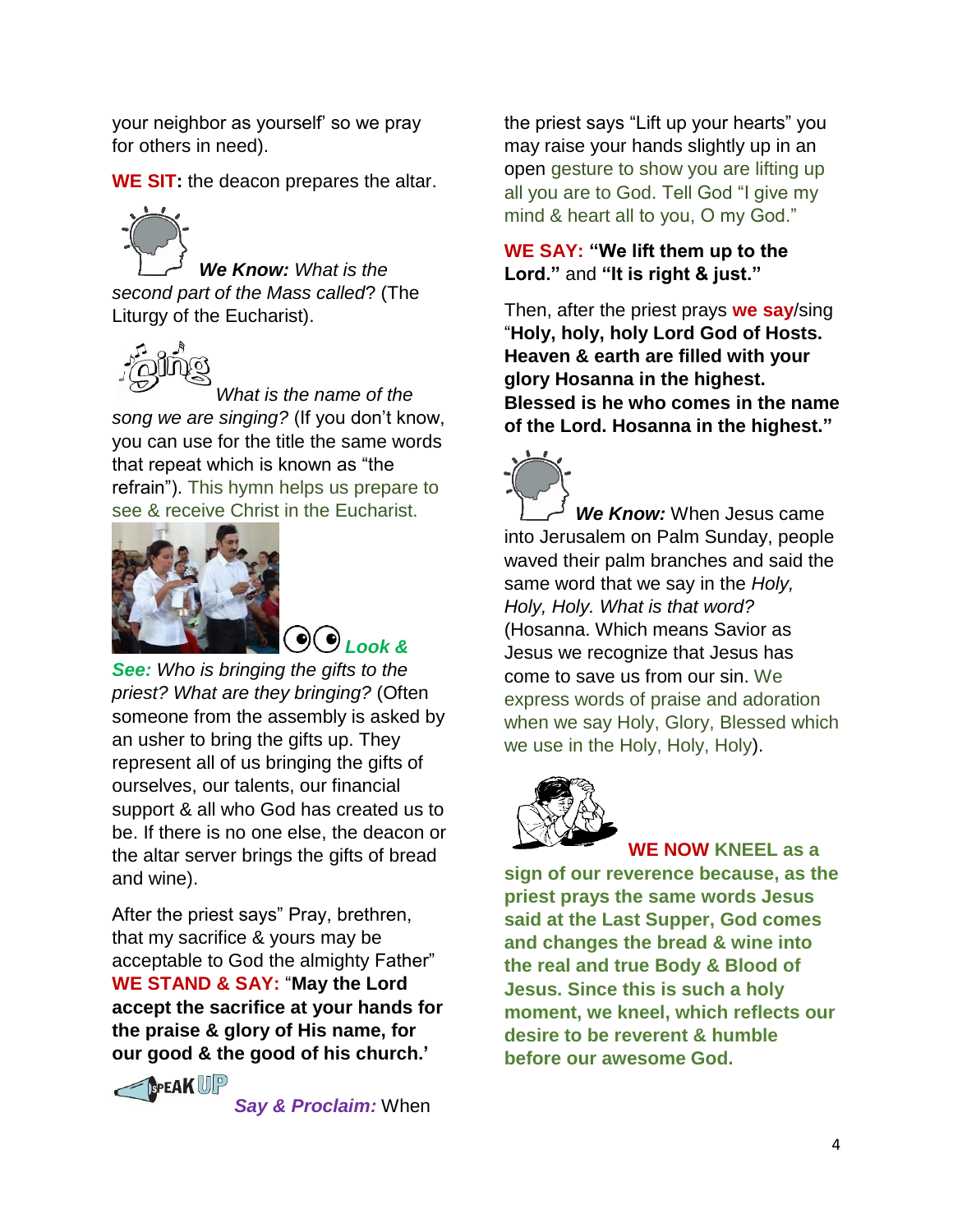your neighbor as yourself' so we pray for others in need).

**WE SIT:** the deacon prepares the altar.

***We Know:*** *What is the second part of the Mass called*? (The Liturgy of the Eucharist).

*What is the name of the song we are singing?* (If you don't know, you can use for the title the same words that repeat which is known as "the refrain"). This hymn helps us prepare to see & receive Christ in the Eucharist.

***Look & See:*** *Who is bringing the gifts to the priest? What are they bringing?* (Often someone from the assembly is asked by an usher to bring the gifts up. They represent all of us bringing the gifts of ourselves, our talents, our financial support & all who God has created us to be. If there is no one else, the deacon or the altar server brings the gifts of bread and wine).

After the priest says" Pray, brethren, that my sacrifice & yours may be acceptable to God the almighty Father" **WE STAND & SAY:** "**May the Lord accept the sacrifice at your hands for the praise & glory of His name, for our good & the good of his church.'**

***Say & Proclaim:*** When the priest says "Lift up your hearts" you may raise your hands slightly up in an open gesture to show you are lifting up all you are to God. Tell God "I give my mind & heart all to you, O my God."

**WE SAY: "We lift them up to the Lord."** and **"It is right & just."**

Then, after the priest prays **we say**/sing "**Holy, holy, holy Lord God of Hosts. Heaven & earth are filled with your glory Hosanna in the highest. Blessed is he who comes in the name of the Lord. Hosanna in the highest."**

***We Know:*** When Jesus came into Jerusalem on Palm Sunday, people waved their palm branches and said the same word that we say in the *Holy, Holy, Holy. What is that word?* (Hosanna. Which means Savior as Jesus we recognize that Jesus has come to save us from our sin. We express words of praise and adoration when we say Holy, Glory, Blessed which we use in the Holy, Holy, Holy).

**WE NOW KNEEL as a sign of our reverence because, as the priest prays the same words Jesus said at the Last Supper, God comes and changes the bread & wine into the real and true Body & Blood of Jesus. Since this is such a holy moment, we kneel, which reflects our desire to be reverent & humble before our awesome God.**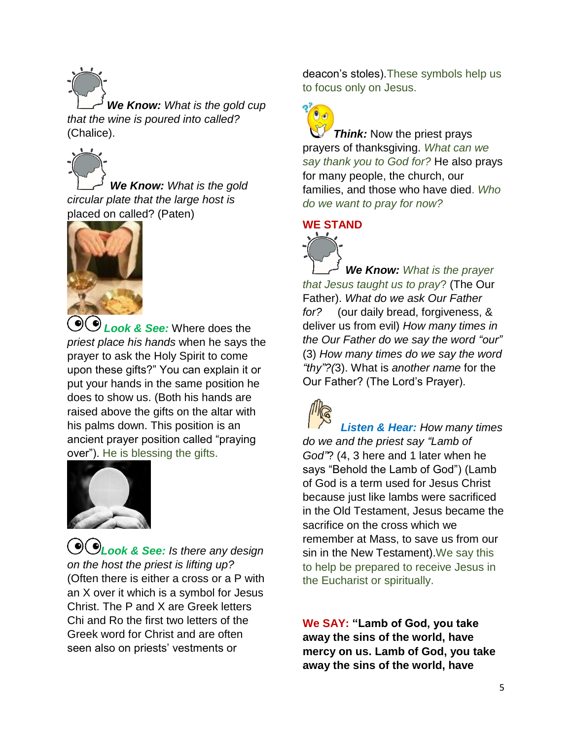***We Know:*** *What is the gold cup that the wine is poured into called?* (Chalice).

***We Know:*** *What is the gold circular plate that the large host is placed on called?* (Paten)

***Look & See:*** Where does the *priest place his hands* when he says the prayer to ask the Holy Spirit to come upon these gifts?" You can explain it or put your hands in the same position he does to show us. (Both his hands are raised above the gifts on the altar with his palms down. This position is an ancient prayer position called "praying over"). He is blessing the gifts.

***Look & See:*** *Is there any design on the host the priest is lifting up?* (Often there is either a cross or a P with an X over it which is a symbol for Jesus Christ. The P and X are Greek letters Chi and Ro the first two letters of the Greek word for Christ and are often seen also on priests' vestments or deacon's stoles).These symbols help us to focus only on Jesus.

***Think:*** Now the priest prays prayers of thanksgiving. *What can we say thank you to God for?* He also prays for many people, the church, our families, and those who have died. *Who do we want to pray for now?*

**WE STAND**

***We Know:*** *What is the prayer that Jesus taught us to pray*? (The Our Father). *What do we ask Our Father for?* (our daily bread, forgiveness, & deliver us from evil) *How many times in the Our Father do we say the word "our"* (3) *How many times do we say the word "thy"?(*3). What is *another name* for the Our Father? (The Lord's Prayer).

***Listen & Hear:*** *How many times do we and the priest say "Lamb of God"*? (4, 3 here and 1 later when he says "Behold the Lamb of God") (Lamb of God is a term used for Jesus Christ because just like lambs were sacrificed in the Old Testament, Jesus became the sacrifice on the cross which we remember at Mass, to save us from our sin in the New Testament).We say this to help be prepared to receive Jesus in the Eucharist or spiritually.

**We SAY: "Lamb of God, you take away the sins of the world, have mercy on us. Lamb of God, you take away the sins of the world, have**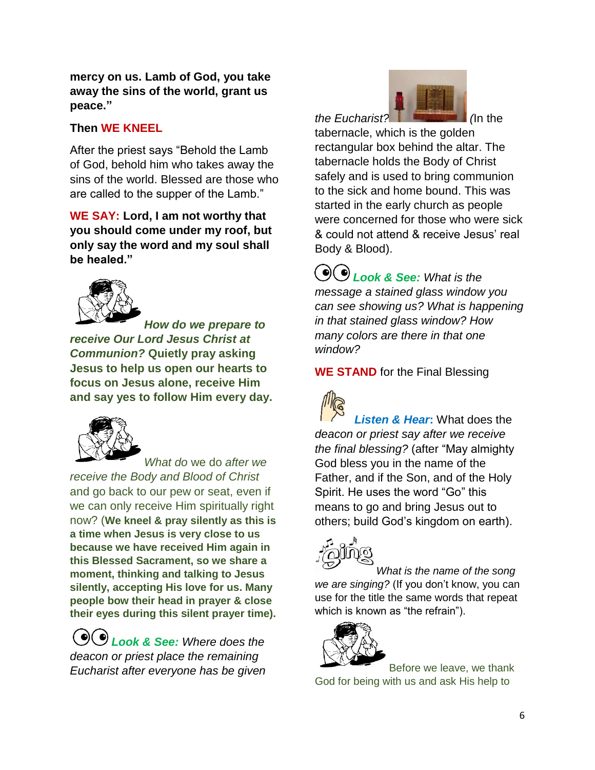**mercy on us. Lamb of God, you take away the sins of the world, grant us peace."**

**Then WE KNEEL**

After the priest says "Behold the Lamb of God, behold him who takes away the sins of the world. Blessed are those who are called to the supper of the Lamb."

**WE SAY: Lord, I am not worthy that you should come under my roof, but only say the word and my soul shall be healed."**

***How do we prepare to receive Our Lord Jesus Christ at Communion?*** **Quietly pray asking Jesus to help us open our hearts to focus on Jesus alone, receive Him and say yes to follow Him every day.**

*What do* we do *after we receive the Body and Blood of Christ* and go back to our pew or seat, even if we can only receive Him spiritually right now? (**We kneel & pray silently as this is a time when Jesus is very close to us because we have received Him again in this Blessed Sacrament, so we share a moment, thinking and talking to Jesus silently, accepting His love for us. Many people bow their head in prayer & close their eyes during this silent prayer time).**

***Look & See:*** *Where does the deacon or priest place the remaining Eucharist after everyone has be given the Eucharist?* (In the tabernacle, which is the golden rectangular box behind the altar. The tabernacle holds the Body of Christ safely and is used to bring communion to the sick and home bound. This was started in the early church as people were concerned for those who were sick & could not attend & receive Jesus' real Body & Blood).

***Look & See:*** *What is the message a stained glass window you can see showing us? What is happening in that stained glass window? How many colors are there in that one window?*

**WE STAND** for the Final Blessing

***Listen & Hear*****:** What does the *deacon or priest say after we receive the final blessing?* (after "May almighty God bless you in the name of the Father, and if the Son, and of the Holy Spirit. He uses the word "Go" this means to go and bring Jesus out to others; build God's kingdom on earth).

*What is the name of the song we are singing?* (If you don't know, you can use for the title the same words that repeat which is known as "the refrain").

Before we leave, we thank God for being with us and ask His help to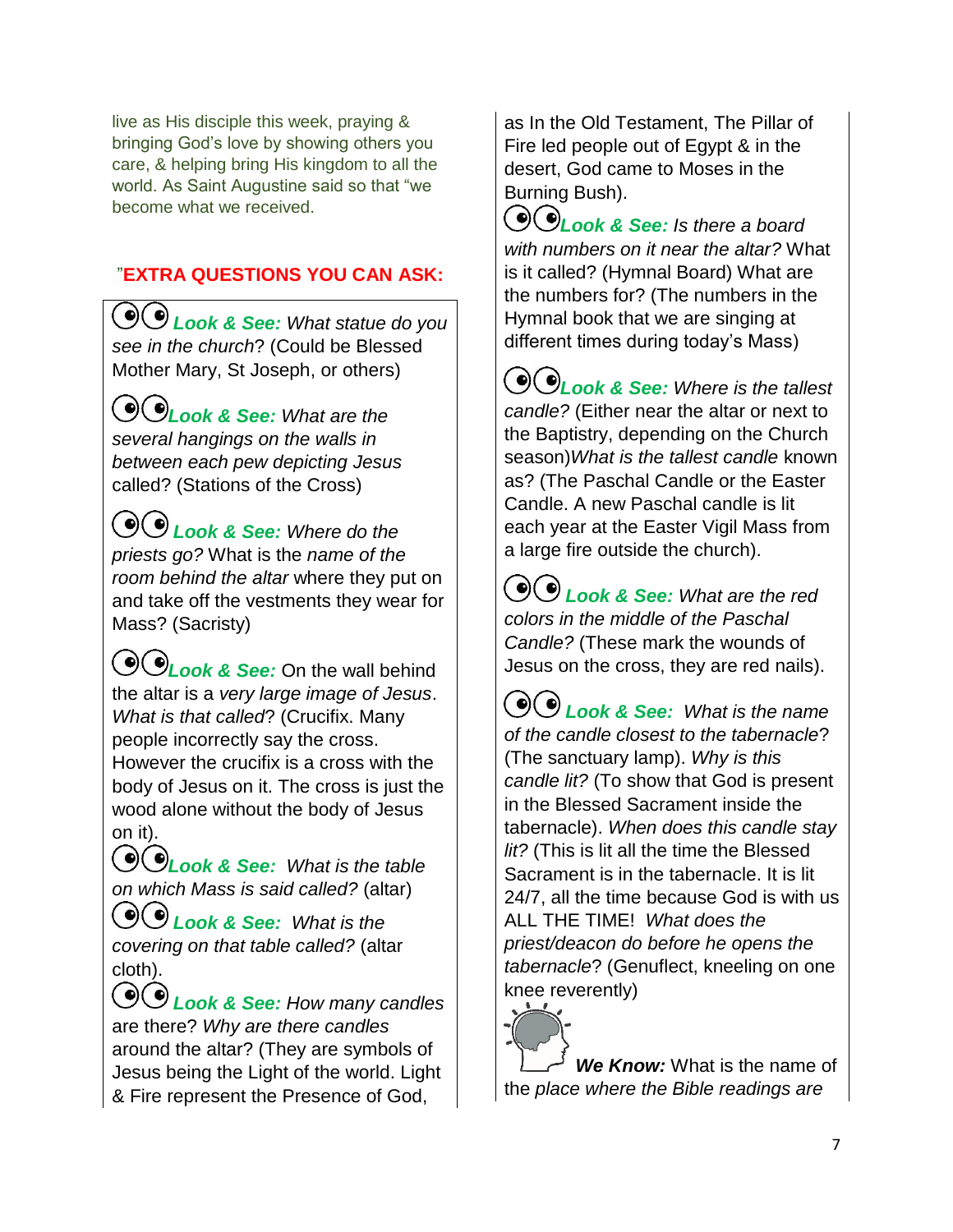live as His disciple this week, praying & bringing God's love by showing others you care, & helping bring His kingdom to all the world. As Saint Augustine said so that "we become what we received.

"**EXTRA QUESTIONS YOU CAN ASK:**

***Look & See:*** *What statue do you see in the church*? (Could be Blessed Mother Mary, St Joseph, or others)

***Look & See:*** *What are the several hangings on the walls in between each pew depicting Jesus* called? (Stations of the Cross)

***Look & See:*** *Where do the priests go?* What is the *name of the room behind the altar* where they put on and take off the vestments they wear for Mass? (Sacristy)

***Look & See:*** On the wall behind the altar is a *very large image of Jesus*. *What is that called*? (Crucifix. Many people incorrectly say the cross. However the crucifix is a cross with the body of Jesus on it. The cross is just the wood alone without the body of Jesus on it).

***Look & See:*** *What is the table on which Mass is said called?* (altar)

***Look & See:*** *What is the covering on that table called?* (altar cloth).

***Look & See:*** *How many candles* are there? *Why are there candles* around the altar? (They are symbols of Jesus being the Light of the world. Light & Fire represent the Presence of God, as In the Old Testament, The Pillar of Fire led people out of Egypt & in the desert, God came to Moses in the Burning Bush).

***Look & See:*** *Is there a board with numbers on it near the altar?* What is it called? (Hymnal Board) What are the numbers for? (The numbers in the Hymnal book that we are singing at different times during today's Mass)

***Look & See:*** *Where is the tallest candle?* (Either near the altar or next to the Baptistry, depending on the Church season)*What is the tallest candle* known as? (The Paschal Candle or the Easter Candle. A new Paschal candle is lit each year at the Easter Vigil Mass from a large fire outside the church).

***Look & See:*** *What are the red colors in the middle of the Paschal Candle?* (These mark the wounds of Jesus on the cross, they are red nails).

***Look & See:*** *What is the name of the candle closest to the tabernacle*? (The sanctuary lamp). *Why is this candle lit?* (To show that God is present in the Blessed Sacrament inside the tabernacle). *When does this candle stay lit?* (This is lit all the time the Blessed Sacrament is in the tabernacle. It is lit 24/7, all the time because God is with us ALL THE TIME! *What does the priest/deacon do before he opens the tabernacle*? (Genuflect, kneeling on one knee reverently)

***We Know:*** What is the name of the *place where the Bible readings are*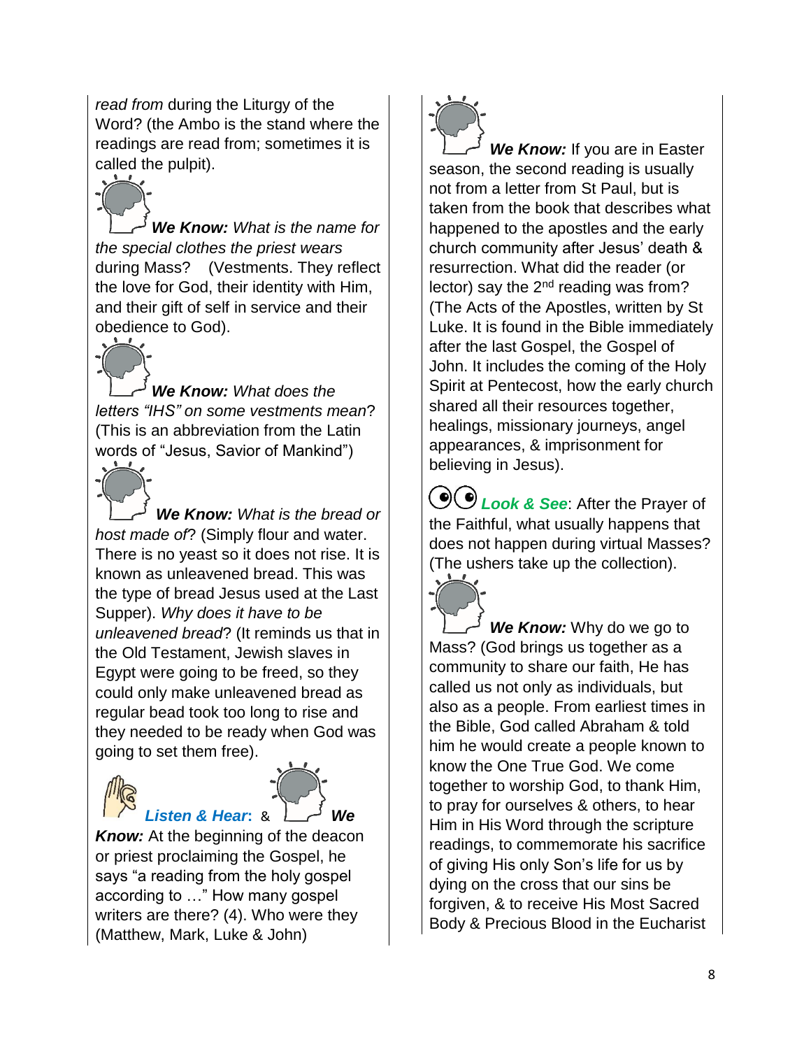*read from* during the Liturgy of the Word? (the Ambo is the stand where the readings are read from; sometimes it is called the pulpit).

***We Know:*** *What is the name for the special clothes the priest wears* during Mass? (Vestments. They reflect the love for God, their identity with Him, and their gift of self in service and their obedience to God).

***We Know:*** *What does the letters "IHS" on some vestments mean*? (This is an abbreviation from the Latin words of "Jesus, Savior of Mankind")

***We Know:*** *What is the bread or host made of*? (Simply flour and water. There is no yeast so it does not rise. It is known as unleavened bread. This was the type of bread Jesus used at the Last Supper). *Why does it have to be unleavened bread*? (It reminds us that in the Old Testament, Jewish slaves in Egypt were going to be freed, so they could only make unleavened bread as regular bead took too long to rise and they needed to be ready when God was going to set them free).

***Listen & Hear:*** & ***We Know:*** At the beginning of the deacon or priest proclaiming the Gospel, he says "a reading from the holy gospel according to …" How many gospel writers are there? (4). Who were they (Matthew, Mark, Luke & John)

***We Know:*** If you are in Easter season, the second reading is usually not from a letter from St Paul, but is taken from the book that describes what happened to the apostles and the early church community after Jesus' death & resurrection. What did the reader (or lector) say the 2nd reading was from? (The Acts of the Apostles, written by St Luke. It is found in the Bible immediately after the last Gospel, the Gospel of John. It includes the coming of the Holy Spirit at Pentecost, how the early church shared all their resources together, healings, missionary journeys, angel appearances, & imprisonment for believing in Jesus).

***Look & See:*** After the Prayer of the Faithful, what usually happens that does not happen during virtual Masses? (The ushers take up the collection).

***We Know:*** Why do we go to Mass? (God brings us together as a community to share our faith, He has called us not only as individuals, but also as a people. From earliest times in the Bible, God called Abraham & told him he would create a people known to know the One True God. We come together to worship God, to thank Him, to pray for ourselves & others, to hear Him in His Word through the scripture readings, to commemorate his sacrifice of giving His only Son's life for us by dying on the cross that our sins be forgiven, & to receive His Most Sacred Body & Precious Blood in the Eucharist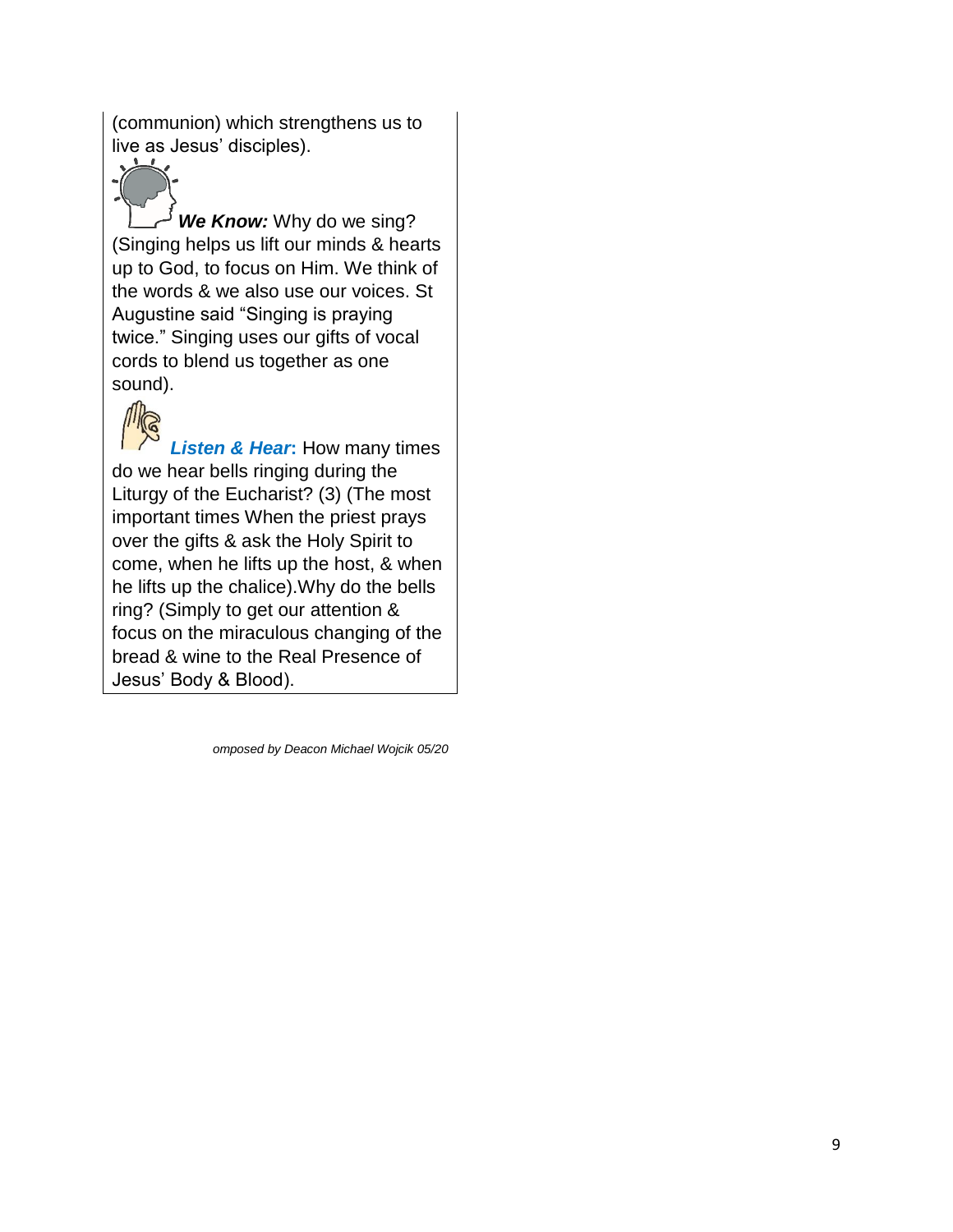(communion) which strengthens us to live as Jesus' disciples).

***We Know:*** Why do we sing? (Singing helps us lift our minds & hearts up to God, to focus on Him. We think of the words & we also use our voices. St Augustine said "Singing is praying twice." Singing uses our gifts of vocal cords to blend us together as one sound).

***Listen & Hear*:** How many times do we hear bells ringing during the Liturgy of the Eucharist? (3) (The most important times When the priest prays over the gifts & ask the Holy Spirit to come, when he lifts up the host, & when he lifts up the chalice).Why do the bells ring? (Simply to get our attention & focus on the miraculous changing of the bread & wine to the Real Presence of Jesus' Body & Blood).

*omposed by Deacon Michael Wojcik 05/20*